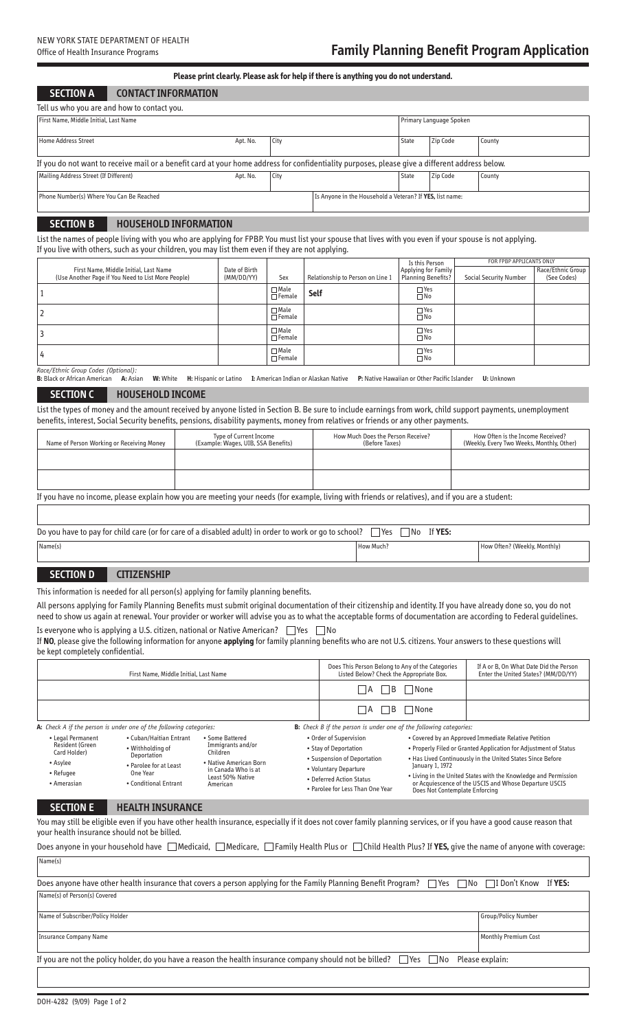NEW YORK STATE DEPARTMENT OF HEALTH
Office of Health Insurance Programs

# Family Planning Benefit Program Application

**Please print clearly. Please ask for help if there is anything you do not understand.**

## SECTION A CONTACT INFORMATION

Tell us who you are and how to contact you.

| First Name, Middle Initial, Last Name | | | | | Primary Language Spoken |
|---|---|---|---|---|---|
| | | | | | |
| **Home Address Street** | **Apt. No.** | **City** | **State** | **Zip Code** | **County** |
| | | | | | |

If you do not want to receive mail or a benefit card at your home address for confidentiality purposes, please give a different address below.

| Mailing Address Street (If Different) | Apt. No. | City | State | Zip Code | County |
|---|---|---|---|---|---|
| | | | | | |

| Phone Number(s) Where You Can Be Reached | Is Anyone in the Household a Veteran? If **YES**, list name: |
|---|---|
| | |

## SECTION B HOUSEHOLD INFORMATION

List the names of people living with you who are applying for FPBP. You must list your spouse that lives with you even if your spouse is not applying. If you live with others, such as your children, you may list them even if they are not applying.

| First Name, Middle Initial, Last Name (Use Another Page if You Need to List More People) | Date of Birth (MM/DD/YY) | Sex | Relationship to Person on Line 1 | Is this Person Applying for Family Planning Benefits? | FOR FPBP APPLICANTS ONLY: Social Security Number | FOR FPBP APPLICANTS ONLY: Race/Ethnic Group (See Codes) |
|---|---|---|---|---|---|---|
| 1 | | ☐ Male ☐ Female | **Self** | ☐ Yes ☐ No | | |
| 2 | | ☐ Male ☐ Female | | ☐ Yes ☐ No | | |
| 3 | | ☐ Male ☐ Female | | ☐ Yes ☐ No | | |
| 4 | | ☐ Male ☐ Female | | ☐ Yes ☐ No | | |

*Race/Ethnic Group Codes (Optional):*
**B:** Black or African American **A:** Asian **W:** White **H:** Hispanic or Latino **I:** American Indian or Alaskan Native **P:** Native Hawaiian or Other Pacific Islander **U:** Unknown

## SECTION C HOUSEHOLD INCOME

List the types of money and the amount received by anyone listed in Section B. Be sure to include earnings from work, child support payments, unemployment benefits, interest, Social Security benefits, pensions, disability payments, money from relatives or friends or any other payments.

| Name of Person Working or Receiving Money | Type of Current Income (Example: Wages, UIB, SSA Benefits) | How Much Does the Person Receive? (Before Taxes) | How Often is the Income Received? (Weekly, Every Two Weeks, Monthly, Other) |
|---|---|---|---|
| | | | |
| | | | |

If you have no income, please explain how you are meeting your needs (for example, living with friends or relatives), and if you are a student:

Do you have to pay for child care (or for care of a disabled adult) in order to work or go to school? ☐ Yes ☐ No If **YES:**

| Name(s) | How Much? | How Often? (Weekly, Monthly) |
|---|---|---|
| | | |

## SECTION D CITIZENSHIP

This information is needed for all person(s) applying for family planning benefits.

All persons applying for Family Planning Benefits must submit original documentation of their citizenship and identity. If you have already done so, you do not need to show us again at renewal. Your provider or worker will advise you as to what the acceptable forms of documentation are according to Federal guidelines.

Is everyone who is applying a U.S. citizen, national or Native American? ☐ Yes ☐ No

If **NO**, please give the following information for anyone **applying** for family planning benefits who are not U.S. citizens. Your answers to these questions will be kept completely confidential.

| First Name, Middle Initial, Last Name | Does This Person Belong to Any of the Categories Listed Below? Check the Appropriate Box. | If A or B, On What Date Did the Person Enter the United States? (MM/DD/YY) |
|---|---|---|
| | ☐ A ☐ B ☐ None | |
| | ☐ A ☐ B ☐ None | |

**A:** *Check A if the person is under one of the following categories:*
- Legal Permanent Resident (Green Card Holder)
- Asylee
- Refugee
- Amerasian
- Cuban/Haitian Entrant
- Withholding of Deportation
- Parolee for at Least One Year
- Conditional Entrant
- Some Battered Immigrants and/or Children
- Native American Born in Canada Who is at Least 50% Native American

**B:** *Check B if the person is under one of the following categories:*
- Order of Supervision
- Stay of Deportation
- Suspension of Deportation
- Voluntary Departure
- Deferred Action Status
- Parolee for Less Than One Year
- Covered by an Approved Immediate Relative Petition
- Properly Filed or Granted Application for Adjustment of Status
- Has Lived Continuously in the United States Since Before January 1, 1972
- Living in the United States with the Knowledge and Permission or Acquiescence of the USCIS and Whose Departure USCIS Does Not Contemplate Enforcing

## SECTION E HEALTH INSURANCE

You may still be eligible even if you have other health insurance, especially if it does not cover family planning services, or if you have a good cause reason that your health insurance should not be billed.

Does anyone in your household have ☐ Medicaid, ☐ Medicare, ☐ Family Health Plus or ☐ Child Health Plus? If **YES,** give the name of anyone with coverage:

| Name(s) |
|---|
| |

Does anyone have other health insurance that covers a person applying for the Family Planning Benefit Program? ☐ Yes ☐ No ☐ I Don't Know If **YES:**

| Name(s) of Person(s) Covered | |
|---|---|
| | |
| **Name of Subscriber/Policy Holder** | **Group/Policy Number** |
| | |
| **Insurance Company Name** | **Monthly Premium Cost** |
| | |

If you are not the policy holder, do you have a reason the health insurance company should not be billed? ☐ Yes ☐ No Please explain:

DOH-4282 (9/09)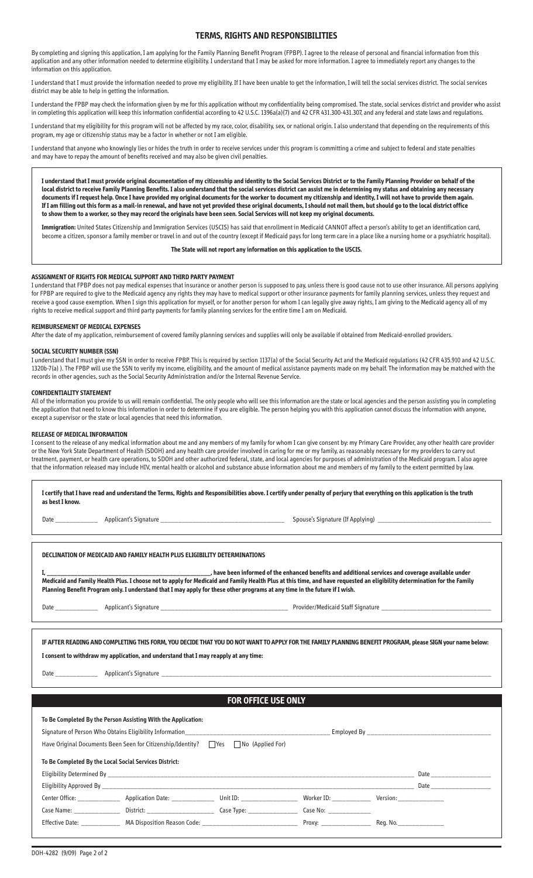# TERMS, RIGHTS AND RESPONSIBILITIES

By completing and signing this application, I am applying for the Family Planning Benefit Program (FPBP). I agree to the release of personal and financial information from this application and any other information needed to determine eligibility. I understand that I may be asked for more information. I agree to immediately report any changes to the information on this application.

I understand that I must provide the information needed to prove my eligibility. If I have been unable to get the information, I will tell the social services district. The social services district may be able to help in getting the information.

I understand the FPBP may check the information given by me for this application without my confidentiality being compromised. The state, social services district and provider who assist in completing this application will keep this information confidential according to 42 U.S.C. 1396a(a)(7) and 42 CFR 431.300-431.307, and any federal and state laws and regulations.

I understand that my eligibility for this program will not be affected by my race, color, disability, sex, or national origin. I also understand that depending on the requirements of this program, my age or citizenship status may be a factor in whether or not I am eligible.

I understand that anyone who knowingly lies or hides the truth in order to receive services under this program is committing a crime and subject to federal and state penalties and may have to repay the amount of benefits received and may also be given civil penalties.

**I understand that I must provide original documentation of my citizenship and identity to the Social Services District or to the Family Planning Provider on behalf of the local district to receive Family Planning Benefits. I also understand that the social services district can assist me in determining my status and obtaining any necessary documents if I request help. Once I have provided my original documents for the worker to document my citizenship and identity, I will not have to provide them again. If I am filling out this form as a mail-in renewal, and have not yet provided these original documents, I should not mail them, but should go to the local district office to show them to a worker, so they may record the originals have been seen. Social Services will not keep my original documents.**

**Immigration:** United States Citizenship and Immigration Services (USCIS) has said that enrollment in Medicaid CANNOT affect a person's ability to get an identification card, become a citizen, sponsor a family member or travel in and out of the country (except if Medicaid pays for long term care in a place like a nursing home or a psychiatric hospital).

**The State will not report any information on this application to the USCIS.**

### ASSIGNMENT OF RIGHTS FOR MEDICAL SUPPORT AND THIRD PARTY PAYMENT

I understand that FPBP does not pay medical expenses that insurance or another person is supposed to pay, unless there is good cause not to use other insurance. All persons applying for FPBP are required to give to the Medicaid agency any rights they may have to medical support or other insurance payments for family planning services, unless they request and receive a good cause exemption. When I sign this application for myself, or for another person for whom I can legally give away rights, I am giving to the Medicaid agency all of my rights to receive medical support and third party payments for family planning services for the entire time I am on Medicaid.

### REIMBURSEMENT OF MEDICAL EXPENSES

After the date of my application, reimbursement of covered family planning services and supplies will only be available if obtained from Medicaid-enrolled providers.

### SOCIAL SECURITY NUMBER (SSN)

I understand that I must give my SSN in order to receive FPBP. This is required by section 1137(a) of the Social Security Act and the Medicaid regulations (42 CFR 435.910 and 42 U.S.C. 1320b-7(a) ). The FPBP will use the SSN to verify my income, eligibility, and the amount of medical assistance payments made on my behalf. The information may be matched with the records in other agencies, such as the Social Security Administration and/or the Internal Revenue Service.

### CONFIDENTIALITY STATEMENT

All of the information you provide to us will remain confidential. The only people who will see this information are the state or local agencies and the person assisting you in completing the application that need to know this information in order to determine if you are eligible. The person helping you with this application cannot discuss the information with anyone, except a supervisor or the state or local agencies that need this information.

### RELEASE OF MEDICAL INFORMATION

I consent to the release of any medical information about me and any members of my family for whom I can give consent by: my Primary Care Provider, any other health care provider or the New York State Department of Health (SDOH) and any health care provider involved in caring for me or my family, as reasonably necessary for my providers to carry out treatment, payment, or health care operations, to SDOH and other authorized federal, state, and local agencies for purposes of administration of the Medicaid program. I also agree that the information released may include HIV, mental health or alcohol and substance abuse information about me and members of my family to the extent permitted by law.

**I certify that I have read and understand the Terms, Rights and Responsibilities above. I certify under penalty of perjury that everything on this application is the truth as best I know.**

Date ____________ Applicant's Signature ____________________________________ Spouse's Signature (If Applying) ________________________________

### DECLINATION OF MEDICAID AND FAMILY HEALTH PLUS ELIGIBILITY DETERMINATIONS

**I, ______________________________________________, have been informed of the enhanced benefits and additional services and coverage available under Medicaid and Family Health Plus. I choose not to apply for Medicaid and Family Health Plus at this time, and have requested an eligibility determination for the Family Planning Benefit Program only. I understand that I may apply for these other programs at any time in the future if I wish.**

Date ____________ Applicant's Signature ____________________________________ Provider/Medicaid Staff Signature ________________________________

**IF AFTER READING AND COMPLETING THIS FORM, YOU DECIDE THAT YOU DO NOT WANT TO APPLY FOR THE FAMILY PLANNING BENEFIT PROGRAM, please SIGN your name below:**

**I consent to withdraw my application, and understand that I may reapply at any time:**

Date ____________ Applicant's Signature ____________________________________________________________________________

## FOR OFFICE USE ONLY

**To Be Completed By the Person Assisting With the Application:**

Signature of Person Who Obtains Eligibility Information__________________________________________ Employed By __________________________________

Have Original Documents Been Seen for Citizenship/Identity? ☐ Yes ☐ No (Applied For)

**To Be Completed By the Local Social Services District:**

Eligibility Determined By ____________________________________________________________________________ Date ________________

Eligibility Approved By ____________________________________________________________________________ Date ________________

Center Office: ____________ Application Date: ____________ Unit ID: ______________ Worker ID: __________ Version: ____________

Case Name: ____________ District: __________________ Case Type: ______________ Case No: ____________

Effective Date: ____________ MA Disposition Reason Code: __________________________ Proxy: ______________ Reg. No. ____________

DOH-4282 (9/09) Page 2 of 2